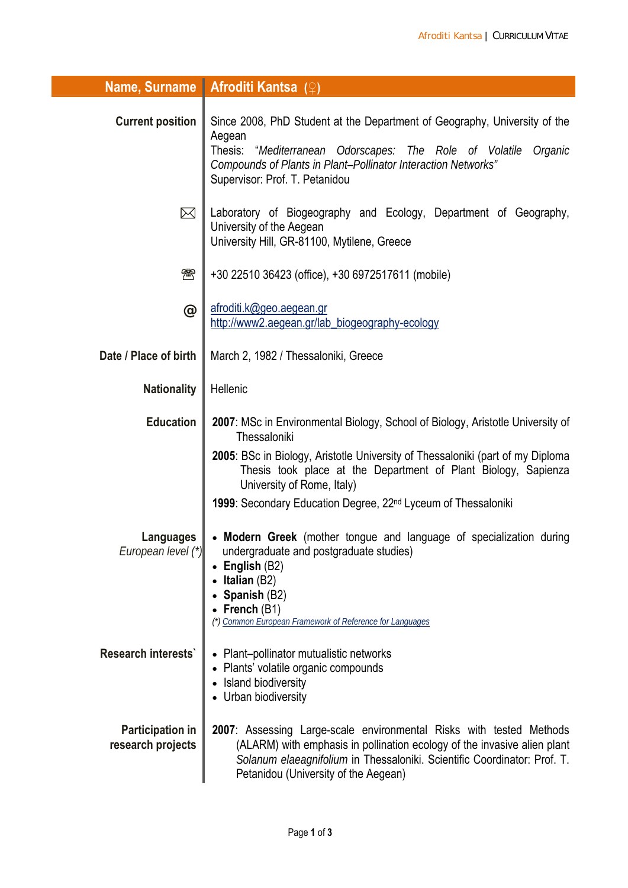| Name, Surname | Afroditi Kantsa (♀) |
| --- | --- |
| Current position | Since 2008, PhD Student at the Department of Geography, University of the Aegean<br>Thesis: "*Mediterranean Odorscapes: The Role of Volatile Organic Compounds of Plants in Plant–Pollinator Interaction Networks*"<br>Supervisor: Prof. T. Petanidou |
| ✉ | Laboratory of Biogeography and Ecology, Department of Geography, University of the Aegean<br>University Hill, GR-81100, Mytilene, Greece |
| ☎ | +30 22510 36423 (office), +30 6972517611 (mobile) |
| @ | afroditi.k@geo.aegean.gr<br>http://www2.aegean.gr/lab_biogeography-ecology |
| Date / Place of birth | March 2, 1982 / Thessaloniki, Greece |
| Nationality | Hellenic |
| Education | **2007**: MSc in Environmental Biology, School of Biology, Aristotle University of Thessaloniki<br>**2005**: BSc in Biology, Aristotle University of Thessaloniki (part of my Diploma Thesis took place at the Department of Plant Biology, Sapienza University of Rome, Italy)<br>**1999**: Secondary Education Degree, 22nd Lyceum of Thessaloniki |
| Languages<br>*European level (\*)* | • **Modern Greek** (mother tongue and language of specialization during undergraduate and postgraduate studies)<br>• **English** (B2)<br>• **Italian** (B2)<br>• **Spanish** (B2)<br>• **French** (B1)<br>*(\*) Common European Framework of Reference for Languages* |
| Research interests` | • Plant–pollinator mutualistic networks<br>• Plants' volatile organic compounds<br>• Island biodiversity<br>• Urban biodiversity |
| Participation in research projects | **2007**: Assessing Large-scale environmental Risks with tested Methods (ALARM) with emphasis in pollination ecology of the invasive alien plant *Solanum elaeagnifolium* in Thessaloniki. Scientific Coordinator: Prof. T. Petanidou (University of the Aegean) |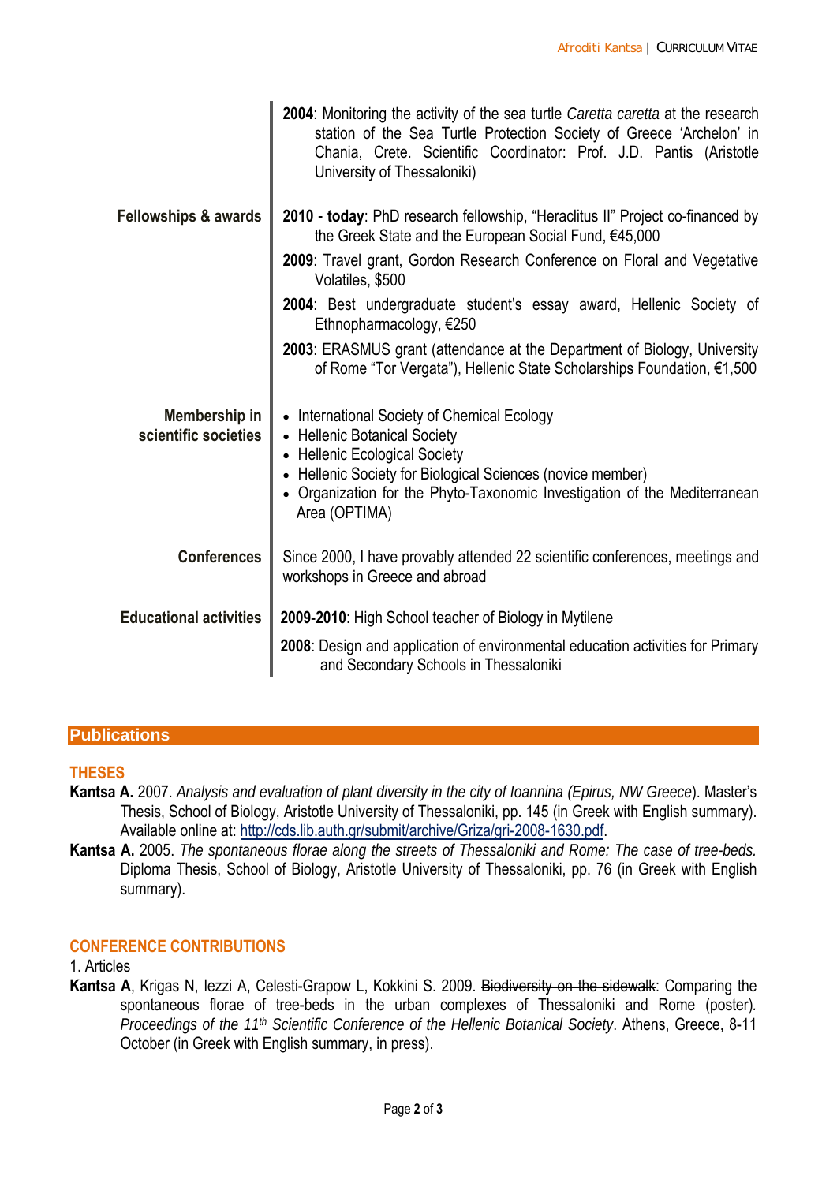**2004**: Monitoring the activity of the sea turtle *Caretta caretta* at the research station of the Sea Turtle Protection Society of Greece 'Archelon' in Chania, Crete. Scientific Coordinator: Prof. J.D. Pantis (Aristotle University of Thessaloniki)

**Fellowships & awards**

**2010 - today**: PhD research fellowship, "Heraclitus II" Project co-financed by the Greek State and the European Social Fund, €45,000

**2009**: Travel grant, Gordon Research Conference on Floral and Vegetative Volatiles, $500

**2004**: Best undergraduate student's essay award, Hellenic Society of Ethnopharmacology, €250

**2003**: ERASMUS grant (attendance at the Department of Biology, University of Rome "Tor Vergata"), Hellenic State Scholarships Foundation, €1,500

**Membership in scientific societies**

- International Society of Chemical Ecology
- Hellenic Botanical Society
- Hellenic Ecological Society
- Hellenic Society for Biological Sciences (novice member)
- Organization for the Phyto-Taxonomic Investigation of the Mediterranean Area (OPTIMA)

**Conferences**

Since 2000, I have provably attended 22 scientific conferences, meetings and workshops in Greece and abroad

**Educational activities**

**2009-2010**: High School teacher of Biology in Mytilene

**2008**: Design and application of environmental education activities for Primary and Secondary Schools in Thessaloniki

## Publications

### THESES

**Kantsa A.** 2007. *Analysis and evaluation of plant diversity in the city of Ioannina (Epirus, NW Greece*). Master's Thesis, School of Biology, Aristotle University of Thessaloniki, pp. 145 (in Greek with English summary). Available online at: http://cds.lib.auth.gr/submit/archive/Griza/gri-2008-1630.pdf.

**Kantsa A.** 2005. *The spontaneous florae along the streets of Thessaloniki and Rome: The case of tree-beds.* Diploma Thesis, School of Biology, Aristotle University of Thessaloniki, pp. 76 (in Greek with English summary).

### CONFERENCE CONTRIBUTIONS

1. Articles

**Kantsa A**, Krigas N, Iezzi A, Celesti-Grapow L, Kokkini S. 2009. ~~Biodiversity on the sidewalk~~: Comparing the spontaneous florae of tree-beds in the urban complexes of Thessaloniki and Rome (poster). *Proceedings of the 11th Scientific Conference of the Hellenic Botanical Society*. Athens, Greece, 8-11 October (in Greek with English summary, in press).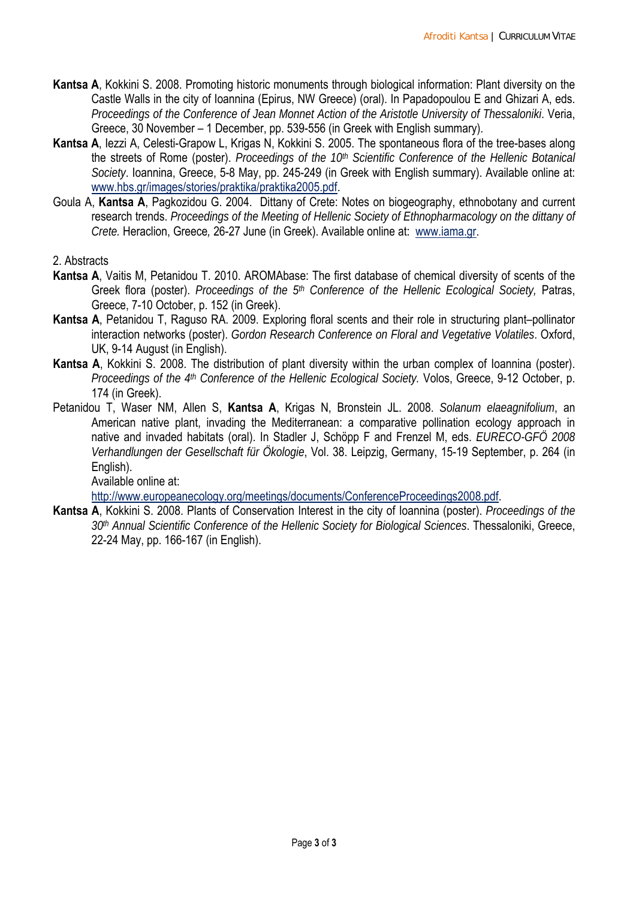**Kantsa A**, Kokkini S. 2008. Promoting historic monuments through biological information: Plant diversity on the Castle Walls in the city of Ioannina (Epirus, NW Greece) (oral). In Papadopoulou E and Ghizari A, eds. *Proceedings of the Conference of Jean Monnet Action of the Aristotle University of Thessaloniki*. Veria, Greece, 30 November – 1 December, pp. 539-556 (in Greek with English summary).

**Kantsa A**, Iezzi A, Celesti-Grapow L, Krigas N, Kokkini S. 2005. The spontaneous flora of the tree-bases along the streets of Rome (poster). *Proceedings of the 10th Scientific Conference of the Hellenic Botanical Society*. Ioannina, Greece, 5-8 May, pp. 245-249 (in Greek with English summary). Available online at: www.hbs.gr/images/stories/praktika/praktika2005.pdf.

Goula A, **Kantsa A**, Pagkozidou G. 2004. Dittany of Crete: Notes on biogeography, ethnobotany and current research trends. *Proceedings of the Meeting of Hellenic Society of Ethnopharmacology on the dittany of Crete.* Heraclion, Greece, 26-27 June (in Greek). Available online at: www.iama.gr.

2. Abstracts

**Kantsa A**, Vaitis M, Petanidou T. 2010. AROMAbase: The first database of chemical diversity of scents of the Greek flora (poster). *Proceedings of the 5th Conference of the Hellenic Ecological Society,* Patras, Greece, 7-10 October, p. 152 (in Greek).

**Kantsa A**, Petanidou T, Raguso RA. 2009. Exploring floral scents and their role in structuring plant–pollinator interaction networks (poster). *Gordon Research Conference on Floral and Vegetative Volatiles*. Oxford, UK, 9-14 August (in English).

**Kantsa A**, Kokkini S. 2008. The distribution of plant diversity within the urban complex of Ioannina (poster). *Proceedings of the 4th Conference of the Hellenic Ecological Society.* Volos, Greece, 9-12 October, p. 174 (in Greek).

Petanidou T, Waser NM, Allen S, **Kantsa A**, Krigas N, Bronstein JL. 2008. *Solanum elaeagnifolium*, an American native plant, invading the Mediterranean: a comparative pollination ecology approach in native and invaded habitats (oral). In Stadler J, Schöpp F and Frenzel M, eds. *EURECO-GFÖ 2008 Verhandlungen der Gesellschaft für Ökologie*, Vol. 38. Leipzig, Germany, 15-19 September, p. 264 (in English).
Available online at:
http://www.europeanecology.org/meetings/documents/ConferenceProceedings2008.pdf.

**Kantsa A**, Kokkini S. 2008. Plants of Conservation Interest in the city of Ioannina (poster). *Proceedings of the 30th Annual Scientific Conference of the Hellenic Society for Biological Sciences*. Thessaloniki, Greece, 22-24 May, pp. 166-167 (in English).